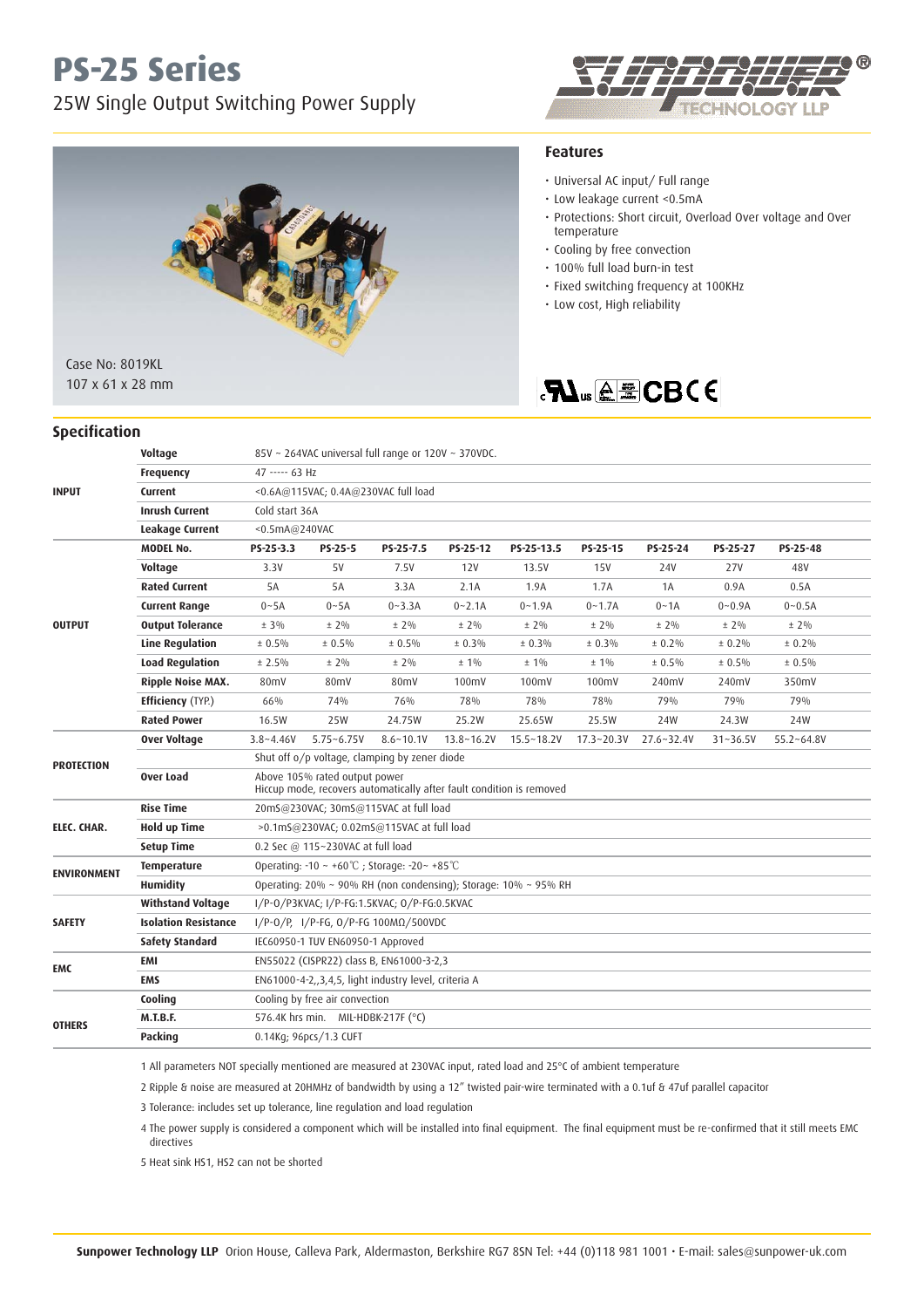# PS-25 Series

## 25W Single Output Switching Power Supply

Case No: 8019KL
107 x 61 x 28 mm

### Features

- Universal AC input/ Full range
- Low leakage current <0.5mA
- Protections: Short circuit, Overload Over voltage and Over temperature
- Cooling by free convection
- 100% full load burn-in test
- Fixed switching frequency at 100KHz
- Low cost, High reliability

## Specification

| | | | | | | | | | | |
|---|---|---|---|---|---|---|---|---|---|---|
| **INPUT** | **Voltage** | 85V ~ 264VAC universal full range or 120V ~ 370VDC. | | | | | | | | |
| | **Frequency** | 47 ----- 63 Hz | | | | | | | | |
| | **Current** | <0.6A@115VAC; 0.4A@230VAC full load | | | | | | | | |
| | **Inrush Current** | Cold start 36A | | | | | | | | |
| | **Leakage Current** | <0.5mA@240VAC | | | | | | | | |
| **OUTPUT** | **MODEL No.** | **PS-25-3.3** | **PS-25-5** | **PS-25-7.5** | **PS-25-12** | **PS-25-13.5** | **PS-25-15** | **PS-25-24** | **PS-25-27** | **PS-25-48** |
| | **Voltage** | 3.3V | 5V | 7.5V | 12V | 13.5V | 15V | 24V | 27V | 48V |
| | **Rated Current** | 5A | 5A | 3.3A | 2.1A | 1.9A | 1.7A | 1A | 0.9A | 0.5A |
| | **Current Range** | 0~5A | 0~5A | 0~3.3A | 0~2.1A | 0~1.9A | 0~1.7A | 0~1A | 0~0.9A | 0~0.5A |
| | **Output Tolerance** | ± 3% | ± 2% | ± 2% | ± 2% | ± 2% | ± 2% | ± 2% | ± 2% | ± 2% |
| | **Line Regulation** | ± 0.5% | ± 0.5% | ± 0.5% | ± 0.3% | ± 0.3% | ± 0.3% | ± 0.2% | ± 0.2% | ± 0.2% |
| | **Load Regulation** | ± 2.5% | ± 2% | ± 2% | ± 1% | ± 1% | ± 1% | ± 0.5% | ± 0.5% | ± 0.5% |
| | **Ripple Noise MAX.** | 80mV | 80mV | 80mV | 100mV | 100mV | 100mV | 240mV | 240mV | 350mV |
| | **Efficiency** (TYP.) | 66% | 74% | 76% | 78% | 78% | 78% | 79% | 79% | 79% |
| | **Rated Power** | 16.5W | 25W | 24.75W | 25.2W | 25.65W | 25.5W | 24W | 24.3W | 24W |
| **PROTECTION** | **Over Voltage** | 3.8~4.46V | 5.75~6.75V | 8.6~10.1V | 13.8~16.2V | 15.5~18.2V | 17.3~20.3V | 27.6~32.4V | 31~36.5V | 55.2~64.8V |
| | | Shut off o/p voltage, clamping by zener diode | | | | | | | | |
| | **Over Load** | Above 105% rated output power<br>Hiccup mode, recovers automatically after fault condition is removed | | | | | | | | |
| **ELEC. CHAR.** | **Rise Time** | 20mS@230VAC; 30mS@115VAC at full load | | | | | | | | |
| | **Hold up Time** | >0.1mS@230VAC; 0.02mS@115VAC at full load | | | | | | | | |
| | **Setup Time** | 0.2 Sec @ 115~230VAC at full load | | | | | | | | |
| **ENVIRONMENT** | **Temperature** | Operating: -10 ~ +60℃ ; Storage: -20~ +85℃ | | | | | | | | |
| | **Humidity** | Operating: 20% ~ 90% RH (non condensing); Storage: 10% ~ 95% RH | | | | | | | | |
| **SAFETY** | **Withstand Voltage** | I/P-O/P3KVAC; I/P-FG:1.5KVAC; O/P-FG:0.5KVAC | | | | | | | | |
| | **Isolation Resistance** | I/P-O/P, I/P-FG, O/P-FG 100MΩ/500VDC | | | | | | | | |
| | **Safety Standard** | IEC60950-1 TUV EN60950-1 Approved | | | | | | | | |
| **EMC** | **EMI** | EN55022 (CISPR22) class B, EN61000-3-2,3 | | | | | | | | |
| | **EMS** | EN61000-4-2,,3,4,5, light industry level, criteria A | | | | | | | | |
| **OTHERS** | **Cooling** | Cooling by free air convection | | | | | | | | |
| | **M.T.B.F.** | 576.4K hrs min. MIL-HDBK-217F (°C) | | | | | | | | |
| | **Packing** | 0.14Kg; 96pcs/1.3 CUFT | | | | | | | | |

1 All parameters NOT specially mentioned are measured at 230VAC input, rated load and 25°C of ambient temperature

2 Ripple & noise are measured at 20HMHz of bandwidth by using a 12" twisted pair-wire terminated with a 0.1uf & 47uf parallel capacitor

3 Tolerance: includes set up tolerance, line regulation and load regulation

4 The power supply is considered a component which will be installed into final equipment. The final equipment must be re-confirmed that it still meets EMC directives

5 Heat sink HS1, HS2 can not be shorted

**Sunpower Technology LLP** Orion House, Calleva Park, Aldermaston, Berkshire RG7 8SN Tel: +44 (0)118 981 1001 • E-mail: sales@sunpower-uk.com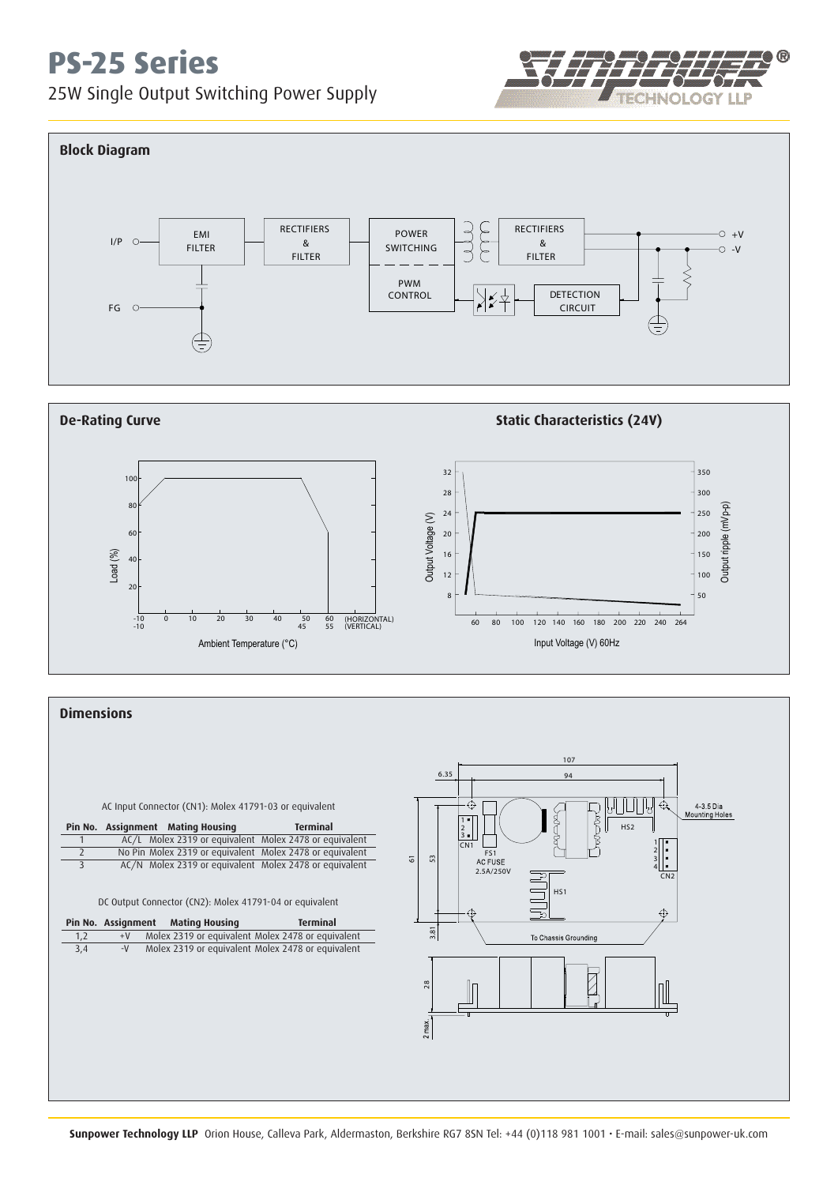# PS-25 Series

25W Single Output Switching Power Supply

## Block Diagram

I/P
FG
EMI FILTER
RECTIFIERS & FILTER
POWER SWITCHING
PWM CONTROL
RECTIFIERS & FILTER
DETECTION CIRCUIT
+V
-V

## De-Rating Curve

Load (%)
100
80
60
40
20
-10 -10
0
10
20
30
40
50 45
60 55
(HORIZONTAL) (VERTICAL)
Ambient Temperature (°C)

## Static Characteristics (24V)

Output Voltage (V)
32
28
24
20
16
12
8
Output ripple (mV-p-p)
350
300
250
200
150
100
50
60 80 100 120 140 160 180 200 220 240 264
Input Voltage (V) 60Hz

## Dimensions

AC Input Connector (CN1): Molex 41791-03 or equivalent

| Pin No. | Assignment | Mating Housing | Terminal |
|---|---|---|---|
| 1 | AC/L | Molex 2319 or equivalent | Molex 2478 or equivalent |
| 2 | No Pin | Molex 2319 or equivalent | Molex 2478 or equivalent |
| 3 | AC/N | Molex 2319 or equivalent | Molex 2478 or equivalent |

DC Output Connector (CN2): Molex 41791-04 or equivalent

| Pin No. | Assignment | Mating Housing | Terminal |
|---|---|---|---|
| 1,2 | +V | Molex 2319 or equivalent | Molex 2478 or equivalent |
| 3,4 | -V | Molex 2319 or equivalent | Molex 2478 or equivalent |

107
6.35
94
4-3.5 Dia Mounting Holes
61
53
3.81
CN1
FS1 AC FUSE 2.5A/250V
HS1
HS2
CN2
To Chassis Grounding
28
2 max.

**Sunpower Technology LLP** Orion House, Calleva Park, Aldermaston, Berkshire RG7 8SN Tel: +44 (0)118 981 1001 • E-mail: sales@sunpower-uk.com